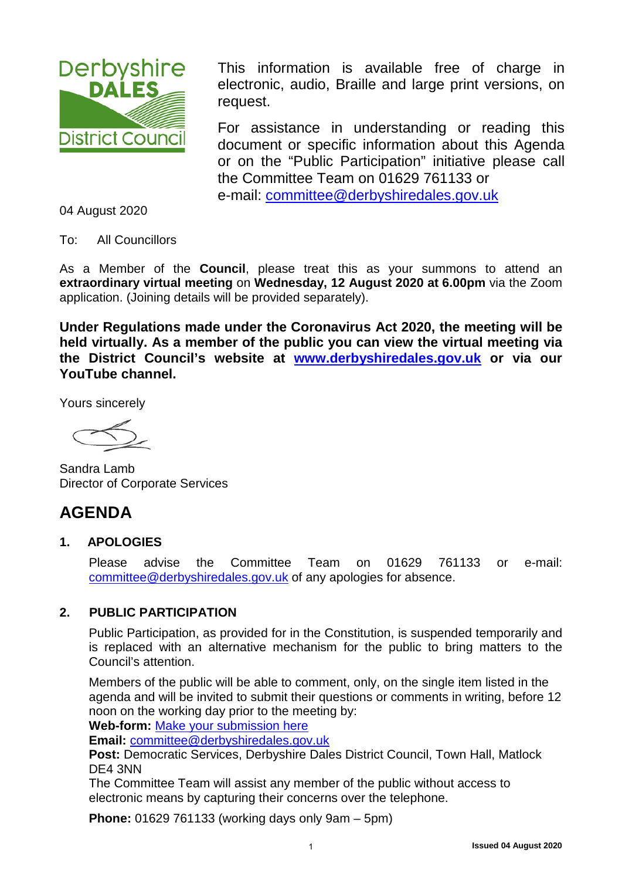This information is available free of charge in electronic, audio, Braille and large print versions, on request.

For assistance in understanding or reading this document or specific information about this Agenda or on the "Public Participation" initiative please call the Committee Team on 01629 761133 or e-mail: committee@derbyshiredales.gov.uk

04 August 2020

To: All Councillors

As a Member of the **Council**, please treat this as your summons to attend an **extraordinary virtual meeting** on **Wednesday, 12 August 2020 at 6.00pm** via the Zoom application. (Joining details will be provided separately).

**Under Regulations made under the Coronavirus Act 2020, the meeting will be held virtually. As a member of the public you can view the virtual meeting via the District Council's website at www.derbyshiredales.gov.uk or via our YouTube channel.**

Yours sincerely

Sandra Lamb
Director of Corporate Services

# AGENDA

## 1. APOLOGIES

Please advise the Committee Team on 01629 761133 or e-mail: committee@derbyshiredales.gov.uk of any apologies for absence.

## 2. PUBLIC PARTICIPATION

Public Participation, as provided for in the Constitution, is suspended temporarily and is replaced with an alternative mechanism for the public to bring matters to the Council's attention.

Members of the public will be able to comment, only, on the single item listed in the agenda and will be invited to submit their questions or comments in writing, before 12 noon on the working day prior to the meeting by:

**Web-form:** Make your submission here
**Email:** committee@derbyshiredales.gov.uk
**Post:** Democratic Services, Derbyshire Dales District Council, Town Hall, Matlock DE4 3NN
The Committee Team will assist any member of the public without access to electronic means by capturing their concerns over the telephone.

**Phone:** 01629 761133 (working days only 9am – 5pm)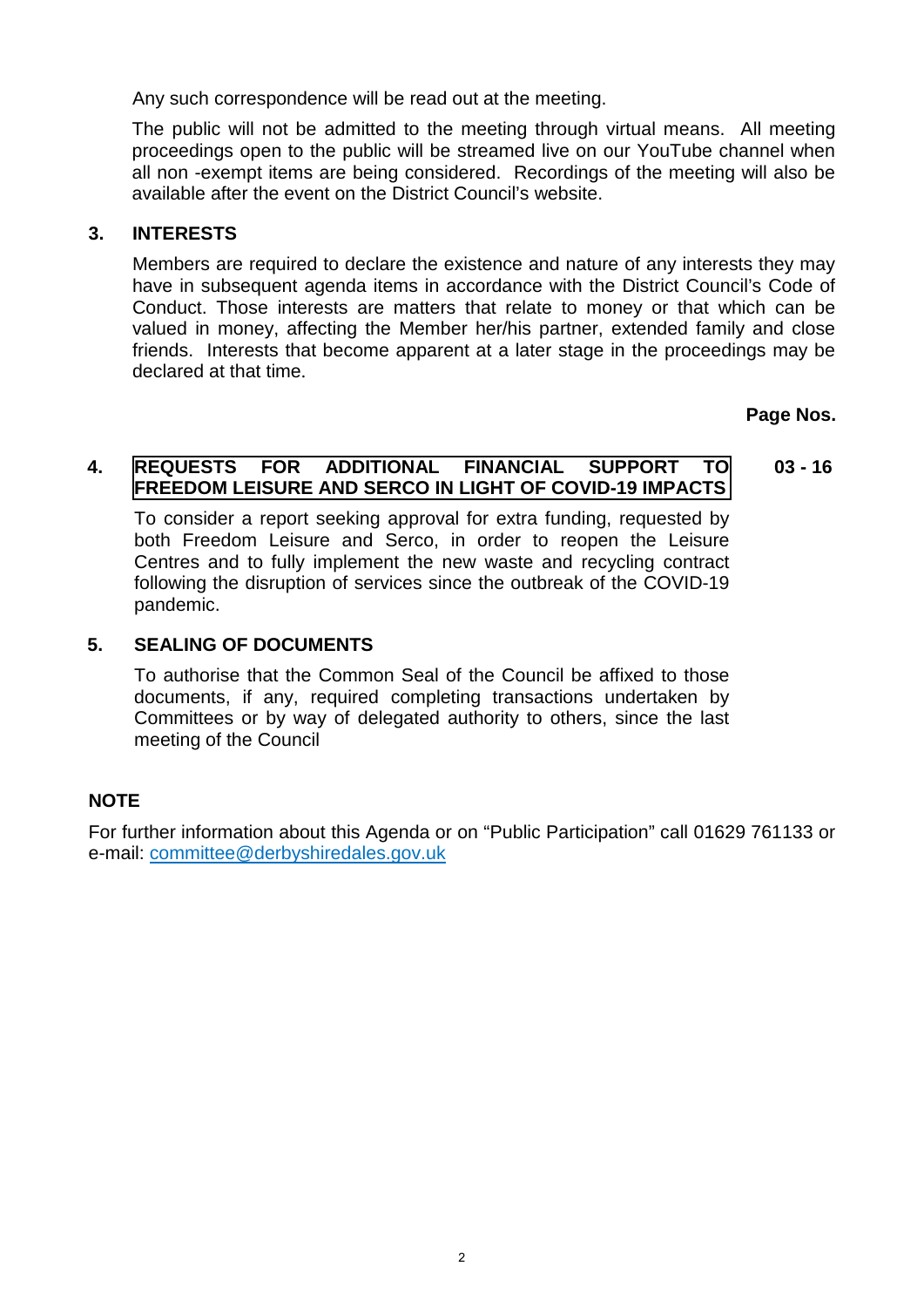Any such correspondence will be read out at the meeting.

The public will not be admitted to the meeting through virtual means. All meeting proceedings open to the public will be streamed live on our YouTube channel when all non -exempt items are being considered. Recordings of the meeting will also be available after the event on the District Council's website.

### 3. INTERESTS

Members are required to declare the existence and nature of any interests they may have in subsequent agenda items in accordance with the District Council's Code of Conduct. Those interests are matters that relate to money or that which can be valued in money, affecting the Member her/his partner, extended family and close friends. Interests that become apparent at a later stage in the proceedings may be declared at that time.

**Page Nos.**

### 4. REQUESTS FOR ADDITIONAL FINANCIAL SUPPORT TO FREEDOM LEISURE AND SERCO IN LIGHT OF COVID-19 IMPACTS — 03 - 16

To consider a report seeking approval for extra funding, requested by both Freedom Leisure and Serco, in order to reopen the Leisure Centres and to fully implement the new waste and recycling contract following the disruption of services since the outbreak of the COVID-19 pandemic.

### 5. SEALING OF DOCUMENTS

To authorise that the Common Seal of the Council be affixed to those documents, if any, required completing transactions undertaken by Committees or by way of delegated authority to others, since the last meeting of the Council

**NOTE**

For further information about this Agenda or on "Public Participation" call 01629 761133 or e-mail: committee@derbyshiredales.gov.uk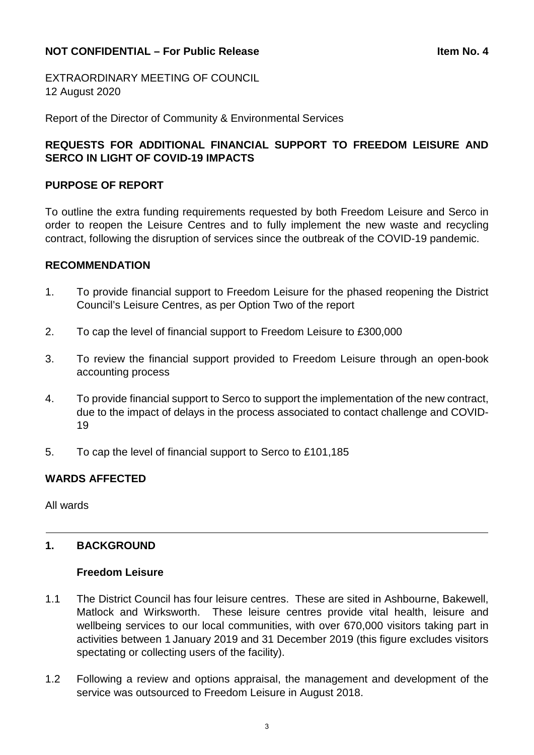**NOT CONFIDENTIAL – For Public Release** **Item No. 4**

EXTRAORDINARY MEETING OF COUNCIL
12 August 2020

Report of the Director of Community & Environmental Services

## REQUESTS FOR ADDITIONAL FINANCIAL SUPPORT TO FREEDOM LEISURE AND SERCO IN LIGHT OF COVID-19 IMPACTS

### PURPOSE OF REPORT

To outline the extra funding requirements requested by both Freedom Leisure and Serco in order to reopen the Leisure Centres and to fully implement the new waste and recycling contract, following the disruption of services since the outbreak of the COVID-19 pandemic.

### RECOMMENDATION

1. To provide financial support to Freedom Leisure for the phased reopening the District Council's Leisure Centres, as per Option Two of the report
2. To cap the level of financial support to Freedom Leisure to £300,000
3. To review the financial support provided to Freedom Leisure through an open-book accounting process
4. To provide financial support to Serco to support the implementation of the new contract, due to the impact of delays in the process associated to contact challenge and COVID-19
5. To cap the level of financial support to Serco to £101,185

### WARDS AFFECTED

All wards

---

### 1. BACKGROUND

#### Freedom Leisure

1.1 The District Council has four leisure centres. These are sited in Ashbourne, Bakewell, Matlock and Wirksworth. These leisure centres provide vital health, leisure and wellbeing services to our local communities, with over 670,000 visitors taking part in activities between 1 January 2019 and 31 December 2019 (this figure excludes visitors spectating or collecting users of the facility).

1.2 Following a review and options appraisal, the management and development of the service was outsourced to Freedom Leisure in August 2018.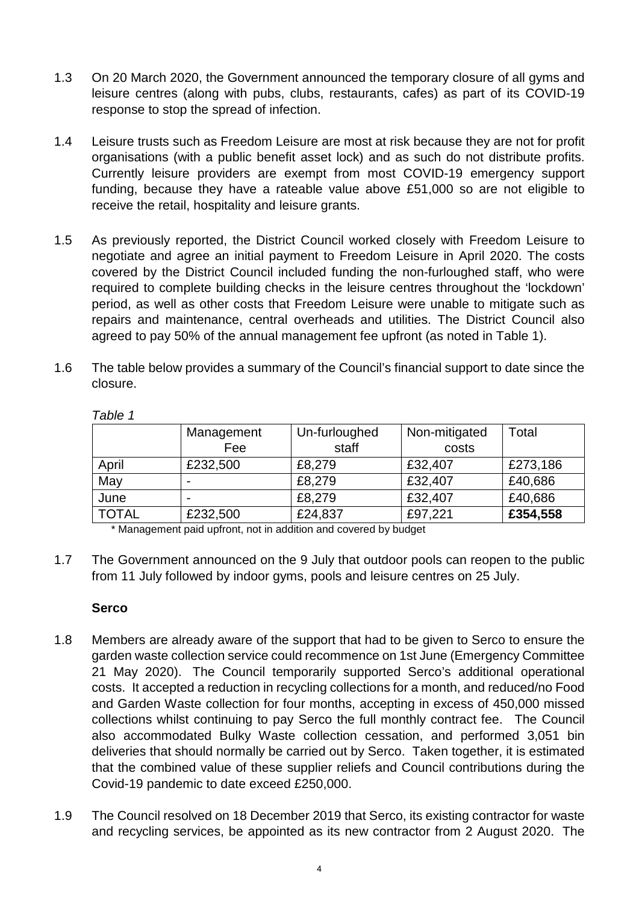1.3 On 20 March 2020, the Government announced the temporary closure of all gyms and leisure centres (along with pubs, clubs, restaurants, cafes) as part of its COVID-19 response to stop the spread of infection.

1.4 Leisure trusts such as Freedom Leisure are most at risk because they are not for profit organisations (with a public benefit asset lock) and as such do not distribute profits. Currently leisure providers are exempt from most COVID-19 emergency support funding, because they have a rateable value above £51,000 so are not eligible to receive the retail, hospitality and leisure grants.

1.5 As previously reported, the District Council worked closely with Freedom Leisure to negotiate and agree an initial payment to Freedom Leisure in April 2020. The costs covered by the District Council included funding the non-furloughed staff, who were required to complete building checks in the leisure centres throughout the 'lockdown' period, as well as other costs that Freedom Leisure were unable to mitigate such as repairs and maintenance, central overheads and utilities. The District Council also agreed to pay 50% of the annual management fee upfront (as noted in Table 1).

1.6 The table below provides a summary of the Council's financial support to date since the closure.

*Table 1*

| | Management Fee | Un-furloughed staff | Non-mitigated costs | Total |
|---|---|---|---|---|
| April | £232,500 | £8,279 | £32,407 | £273,186 |
| May | - | £8,279 | £32,407 | £40,686 |
| June | - | £8,279 | £32,407 | £40,686 |
| TOTAL | £232,500 | £24,837 | £97,221 | **£354,558** |

\* Management paid upfront, not in addition and covered by budget

1.7 The Government announced on the 9 July that outdoor pools can reopen to the public from 11 July followed by indoor gyms, pools and leisure centres on 25 July.

**Serco**

1.8 Members are already aware of the support that had to be given to Serco to ensure the garden waste collection service could recommence on 1st June (Emergency Committee 21 May 2020). The Council temporarily supported Serco's additional operational costs. It accepted a reduction in recycling collections for a month, and reduced/no Food and Garden Waste collection for four months, accepting in excess of 450,000 missed collections whilst continuing to pay Serco the full monthly contract fee. The Council also accommodated Bulky Waste collection cessation, and performed 3,051 bin deliveries that should normally be carried out by Serco. Taken together, it is estimated that the combined value of these supplier reliefs and Council contributions during the Covid-19 pandemic to date exceed £250,000.

1.9 The Council resolved on 18 December 2019 that Serco, its existing contractor for waste and recycling services, be appointed as its new contractor from 2 August 2020. The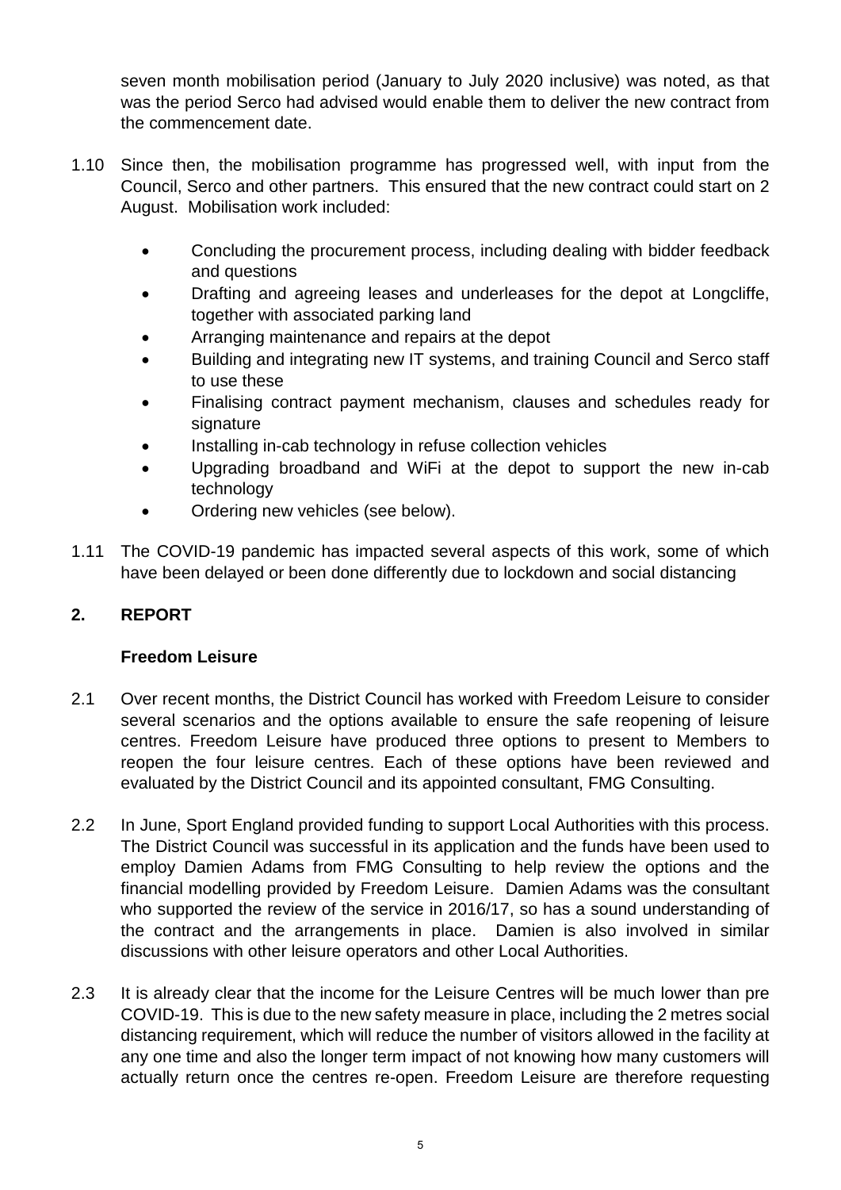seven month mobilisation period (January to July 2020 inclusive) was noted, as that was the period Serco had advised would enable them to deliver the new contract from the commencement date.

1.10 Since then, the mobilisation programme has progressed well, with input from the Council, Serco and other partners. This ensured that the new contract could start on 2 August. Mobilisation work included:

- Concluding the procurement process, including dealing with bidder feedback and questions
- Drafting and agreeing leases and underleases for the depot at Longcliffe, together with associated parking land
- Arranging maintenance and repairs at the depot
- Building and integrating new IT systems, and training Council and Serco staff to use these
- Finalising contract payment mechanism, clauses and schedules ready for signature
- Installing in-cab technology in refuse collection vehicles
- Upgrading broadband and WiFi at the depot to support the new in-cab technology
- Ordering new vehicles (see below).

1.11 The COVID-19 pandemic has impacted several aspects of this work, some of which have been delayed or been done differently due to lockdown and social distancing

## 2. REPORT

### Freedom Leisure

2.1 Over recent months, the District Council has worked with Freedom Leisure to consider several scenarios and the options available to ensure the safe reopening of leisure centres. Freedom Leisure have produced three options to present to Members to reopen the four leisure centres. Each of these options have been reviewed and evaluated by the District Council and its appointed consultant, FMG Consulting.

2.2 In June, Sport England provided funding to support Local Authorities with this process. The District Council was successful in its application and the funds have been used to employ Damien Adams from FMG Consulting to help review the options and the financial modelling provided by Freedom Leisure. Damien Adams was the consultant who supported the review of the service in 2016/17, so has a sound understanding of the contract and the arrangements in place. Damien is also involved in similar discussions with other leisure operators and other Local Authorities.

2.3 It is already clear that the income for the Leisure Centres will be much lower than pre COVID-19. This is due to the new safety measure in place, including the 2 metres social distancing requirement, which will reduce the number of visitors allowed in the facility at any one time and also the longer term impact of not knowing how many customers will actually return once the centres re-open. Freedom Leisure are therefore requesting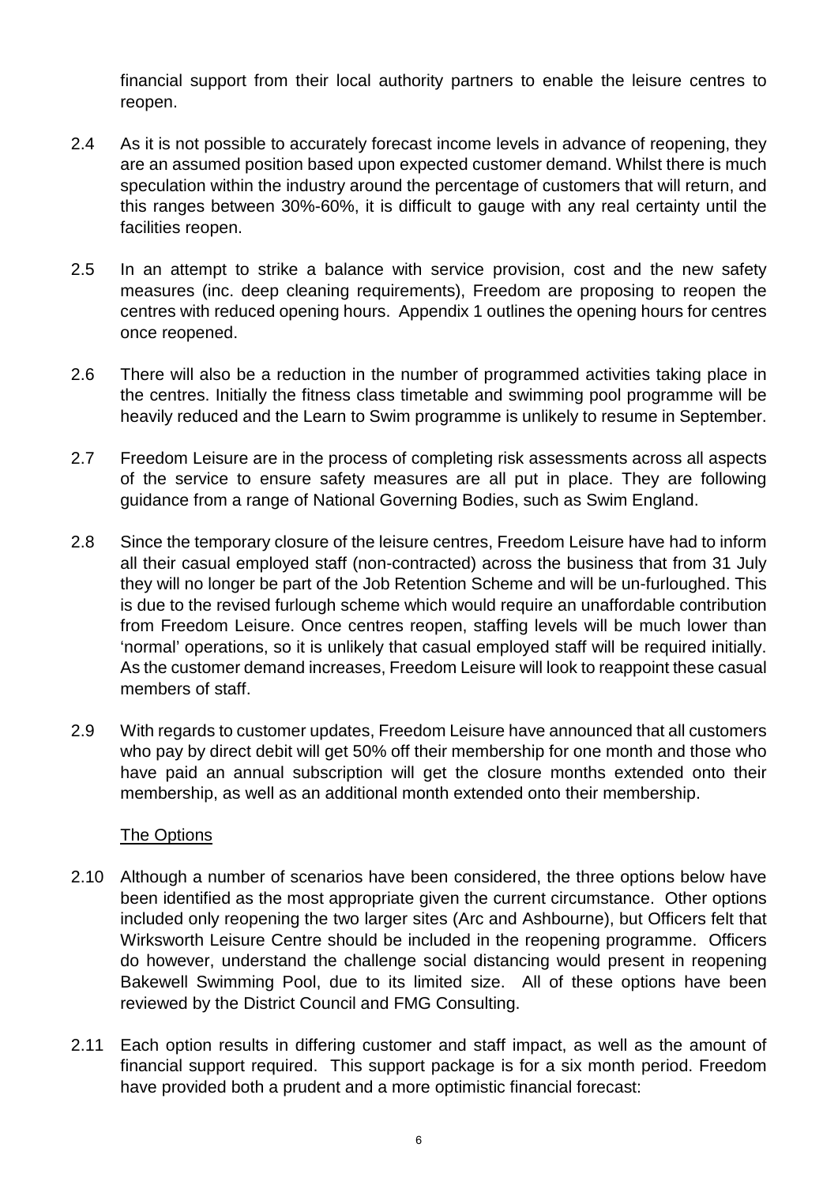financial support from their local authority partners to enable the leisure centres to reopen.

2.4 As it is not possible to accurately forecast income levels in advance of reopening, they are an assumed position based upon expected customer demand. Whilst there is much speculation within the industry around the percentage of customers that will return, and this ranges between 30%-60%, it is difficult to gauge with any real certainty until the facilities reopen.

2.5 In an attempt to strike a balance with service provision, cost and the new safety measures (inc. deep cleaning requirements), Freedom are proposing to reopen the centres with reduced opening hours. Appendix 1 outlines the opening hours for centres once reopened.

2.6 There will also be a reduction in the number of programmed activities taking place in the centres. Initially the fitness class timetable and swimming pool programme will be heavily reduced and the Learn to Swim programme is unlikely to resume in September.

2.7 Freedom Leisure are in the process of completing risk assessments across all aspects of the service to ensure safety measures are all put in place. They are following guidance from a range of National Governing Bodies, such as Swim England.

2.8 Since the temporary closure of the leisure centres, Freedom Leisure have had to inform all their casual employed staff (non-contracted) across the business that from 31 July they will no longer be part of the Job Retention Scheme and will be un-furloughed. This is due to the revised furlough scheme which would require an unaffordable contribution from Freedom Leisure. Once centres reopen, staffing levels will be much lower than 'normal' operations, so it is unlikely that casual employed staff will be required initially. As the customer demand increases, Freedom Leisure will look to reappoint these casual members of staff.

2.9 With regards to customer updates, Freedom Leisure have announced that all customers who pay by direct debit will get 50% off their membership for one month and those who have paid an annual subscription will get the closure months extended onto their membership, as well as an additional month extended onto their membership.

<u>The Options</u>

2.10 Although a number of scenarios have been considered, the three options below have been identified as the most appropriate given the current circumstance. Other options included only reopening the two larger sites (Arc and Ashbourne), but Officers felt that Wirksworth Leisure Centre should be included in the reopening programme. Officers do however, understand the challenge social distancing would present in reopening Bakewell Swimming Pool, due to its limited size. All of these options have been reviewed by the District Council and FMG Consulting.

2.11 Each option results in differing customer and staff impact, as well as the amount of financial support required. This support package is for a six month period. Freedom have provided both a prudent and a more optimistic financial forecast: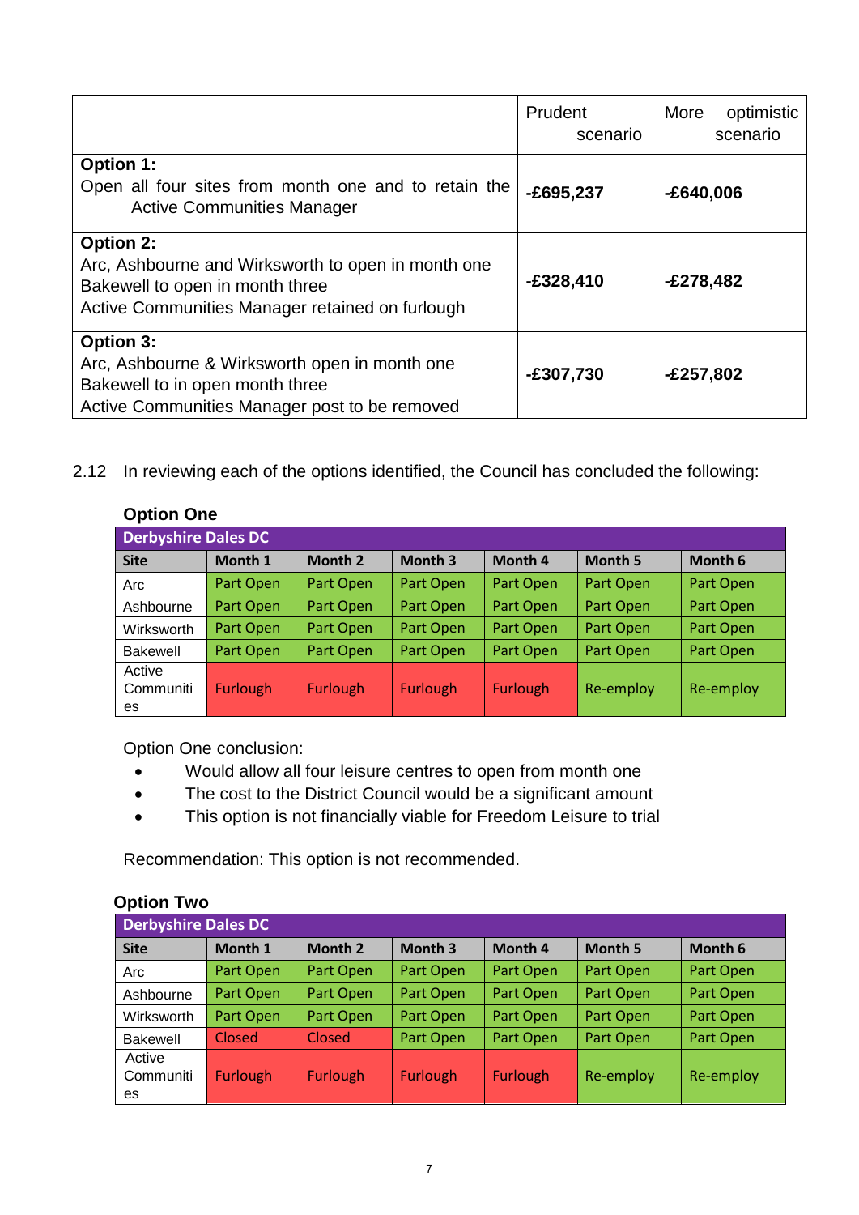| | Prudent scenario | More optimistic scenario |
|---|---|---|
| **Option 1:**<br>Open all four sites from month one and to retain the Active Communities Manager | **-£695,237** | **-£640,006** |
| **Option 2:**<br>Arc, Ashbourne and Wirksworth to open in month one<br>Bakewell to open in month three<br>Active Communities Manager retained on furlough | **-£328,410** | **-£278,482** |
| **Option 3:**<br>Arc, Ashbourne & Wirksworth open in month one<br>Bakewell to in open month three<br>Active Communities Manager post to be removed | **-£307,730** | **-£257,802** |

2.12 In reviewing each of the options identified, the Council has concluded the following:

**Option One**

| Derbyshire Dales DC | | | | | | |
|---|---|---|---|---|---|---|
| **Site** | **Month 1** | **Month 2** | **Month 3** | **Month 4** | **Month 5** | **Month 6** |
| Arc | Part Open | Part Open | Part Open | Part Open | Part Open | Part Open |
| Ashbourne | Part Open | Part Open | Part Open | Part Open | Part Open | Part Open |
| Wirksworth | Part Open | Part Open | Part Open | Part Open | Part Open | Part Open |
| Bakewell | Part Open | Part Open | Part Open | Part Open | Part Open | Part Open |
| Active Communities | Furlough | Furlough | Furlough | Furlough | Re-employ | Re-employ |

Option One conclusion:

- Would allow all four leisure centres to open from month one
- The cost to the District Council would be a significant amount
- This option is not financially viable for Freedom Leisure to trial

Recommendation: This option is not recommended.

**Option Two**

| Derbyshire Dales DC | | | | | | |
|---|---|---|---|---|---|---|
| **Site** | **Month 1** | **Month 2** | **Month 3** | **Month 4** | **Month 5** | **Month 6** |
| Arc | Part Open | Part Open | Part Open | Part Open | Part Open | Part Open |
| Ashbourne | Part Open | Part Open | Part Open | Part Open | Part Open | Part Open |
| Wirksworth | Part Open | Part Open | Part Open | Part Open | Part Open | Part Open |
| Bakewell | Closed | Closed | Part Open | Part Open | Part Open | Part Open |
| Active Communities | Furlough | Furlough | Furlough | Furlough | Re-employ | Re-employ |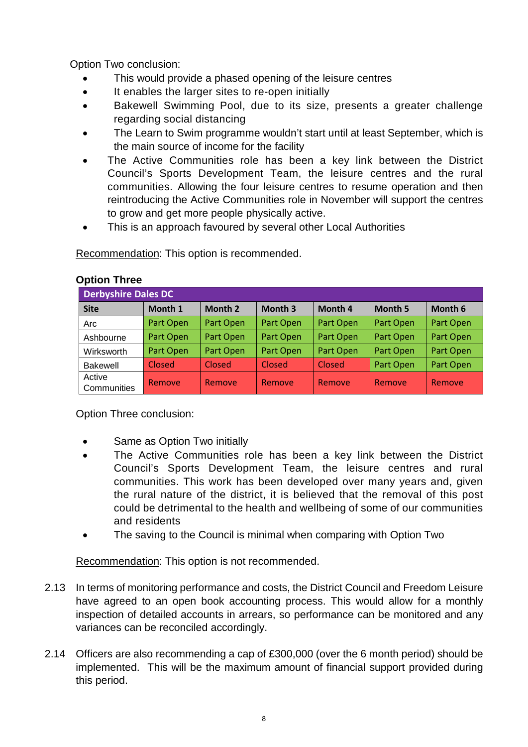Option Two conclusion:

- This would provide a phased opening of the leisure centres
- It enables the larger sites to re-open initially
- Bakewell Swimming Pool, due to its size, presents a greater challenge regarding social distancing
- The Learn to Swim programme wouldn't start until at least September, which is the main source of income for the facility
- The Active Communities role has been a key link between the District Council's Sports Development Team, the leisure centres and the rural communities. Allowing the four leisure centres to resume operation and then reintroducing the Active Communities role in November will support the centres to grow and get more people physically active.
- This is an approach favoured by several other Local Authorities

Recommendation: This option is recommended.

**Option Three**

| Derbyshire Dales DC | | | | | | |
|---|---|---|---|---|---|---|
| **Site** | **Month 1** | **Month 2** | **Month 3** | **Month 4** | **Month 5** | **Month 6** |
| Arc | Part Open | Part Open | Part Open | Part Open | Part Open | Part Open |
| Ashbourne | Part Open | Part Open | Part Open | Part Open | Part Open | Part Open |
| Wirksworth | Part Open | Part Open | Part Open | Part Open | Part Open | Part Open |
| Bakewell | Closed | Closed | Closed | Closed | Part Open | Part Open |
| Active Communities | Remove | Remove | Remove | Remove | Remove | Remove |

Option Three conclusion:

- Same as Option Two initially
- The Active Communities role has been a key link between the District Council's Sports Development Team, the leisure centres and rural communities. This work has been developed over many years and, given the rural nature of the district, it is believed that the removal of this post could be detrimental to the health and wellbeing of some of our communities and residents
- The saving to the Council is minimal when comparing with Option Two

Recommendation: This option is not recommended.

2.13 In terms of monitoring performance and costs, the District Council and Freedom Leisure have agreed to an open book accounting process. This would allow for a monthly inspection of detailed accounts in arrears, so performance can be monitored and any variances can be reconciled accordingly.

2.14 Officers are also recommending a cap of £300,000 (over the 6 month period) should be implemented. This will be the maximum amount of financial support provided during this period.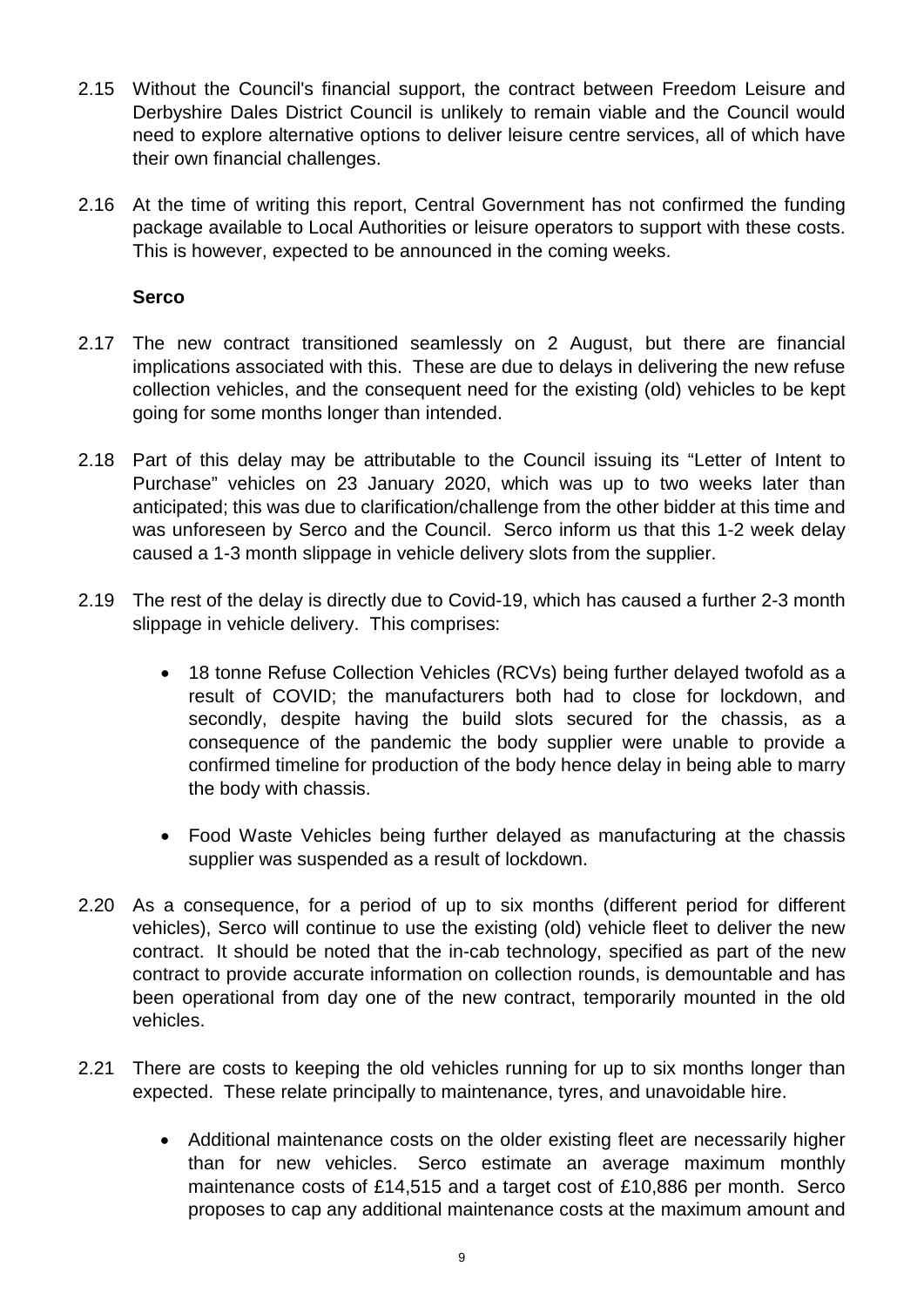2.15 Without the Council's financial support, the contract between Freedom Leisure and Derbyshire Dales District Council is unlikely to remain viable and the Council would need to explore alternative options to deliver leisure centre services, all of which have their own financial challenges.

2.16 At the time of writing this report, Central Government has not confirmed the funding package available to Local Authorities or leisure operators to support with these costs. This is however, expected to be announced in the coming weeks.

**Serco**

2.17 The new contract transitioned seamlessly on 2 August, but there are financial implications associated with this. These are due to delays in delivering the new refuse collection vehicles, and the consequent need for the existing (old) vehicles to be kept going for some months longer than intended.

2.18 Part of this delay may be attributable to the Council issuing its "Letter of Intent to Purchase" vehicles on 23 January 2020, which was up to two weeks later than anticipated; this was due to clarification/challenge from the other bidder at this time and was unforeseen by Serco and the Council. Serco inform us that this 1-2 week delay caused a 1-3 month slippage in vehicle delivery slots from the supplier.

2.19 The rest of the delay is directly due to Covid-19, which has caused a further 2-3 month slippage in vehicle delivery. This comprises:

- 18 tonne Refuse Collection Vehicles (RCVs) being further delayed twofold as a result of COVID; the manufacturers both had to close for lockdown, and secondly, despite having the build slots secured for the chassis, as a consequence of the pandemic the body supplier were unable to provide a confirmed timeline for production of the body hence delay in being able to marry the body with chassis.

- Food Waste Vehicles being further delayed as manufacturing at the chassis supplier was suspended as a result of lockdown.

2.20 As a consequence, for a period of up to six months (different period for different vehicles), Serco will continue to use the existing (old) vehicle fleet to deliver the new contract. It should be noted that the in-cab technology, specified as part of the new contract to provide accurate information on collection rounds, is demountable and has been operational from day one of the new contract, temporarily mounted in the old vehicles.

2.21 There are costs to keeping the old vehicles running for up to six months longer than expected. These relate principally to maintenance, tyres, and unavoidable hire.

- Additional maintenance costs on the older existing fleet are necessarily higher than for new vehicles. Serco estimate an average maximum monthly maintenance costs of £14,515 and a target cost of £10,886 per month. Serco proposes to cap any additional maintenance costs at the maximum amount and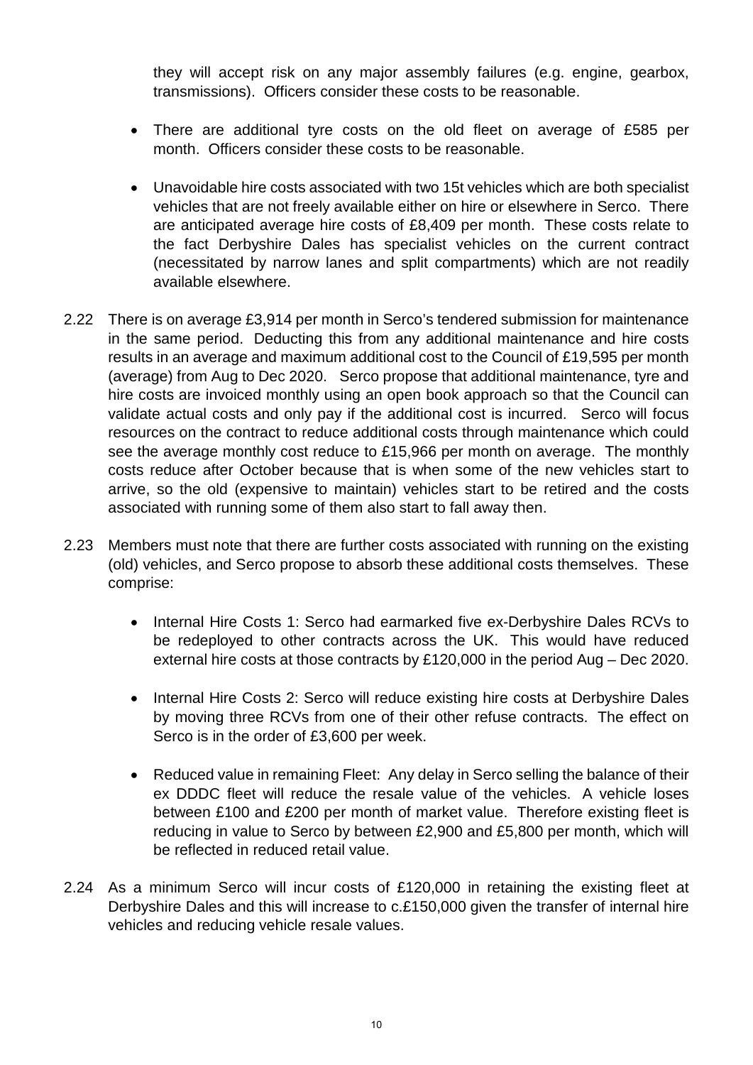they will accept risk on any major assembly failures (e.g. engine, gearbox, transmissions). Officers consider these costs to be reasonable.

- There are additional tyre costs on the old fleet on average of £585 per month. Officers consider these costs to be reasonable.
- Unavoidable hire costs associated with two 15t vehicles which are both specialist vehicles that are not freely available either on hire or elsewhere in Serco. There are anticipated average hire costs of £8,409 per month. These costs relate to the fact Derbyshire Dales has specialist vehicles on the current contract (necessitated by narrow lanes and split compartments) which are not readily available elsewhere.

2.22 There is on average £3,914 per month in Serco's tendered submission for maintenance in the same period. Deducting this from any additional maintenance and hire costs results in an average and maximum additional cost to the Council of £19,595 per month (average) from Aug to Dec 2020. Serco propose that additional maintenance, tyre and hire costs are invoiced monthly using an open book approach so that the Council can validate actual costs and only pay if the additional cost is incurred. Serco will focus resources on the contract to reduce additional costs through maintenance which could see the average monthly cost reduce to £15,966 per month on average. The monthly costs reduce after October because that is when some of the new vehicles start to arrive, so the old (expensive to maintain) vehicles start to be retired and the costs associated with running some of them also start to fall away then.

2.23 Members must note that there are further costs associated with running on the existing (old) vehicles, and Serco propose to absorb these additional costs themselves. These comprise:

- Internal Hire Costs 1: Serco had earmarked five ex-Derbyshire Dales RCVs to be redeployed to other contracts across the UK. This would have reduced external hire costs at those contracts by £120,000 in the period Aug – Dec 2020.
- Internal Hire Costs 2: Serco will reduce existing hire costs at Derbyshire Dales by moving three RCVs from one of their other refuse contracts. The effect on Serco is in the order of £3,600 per week.
- Reduced value in remaining Fleet: Any delay in Serco selling the balance of their ex DDDC fleet will reduce the resale value of the vehicles. A vehicle loses between £100 and £200 per month of market value. Therefore existing fleet is reducing in value to Serco by between £2,900 and £5,800 per month, which will be reflected in reduced retail value.

2.24 As a minimum Serco will incur costs of £120,000 in retaining the existing fleet at Derbyshire Dales and this will increase to c.£150,000 given the transfer of internal hire vehicles and reducing vehicle resale values.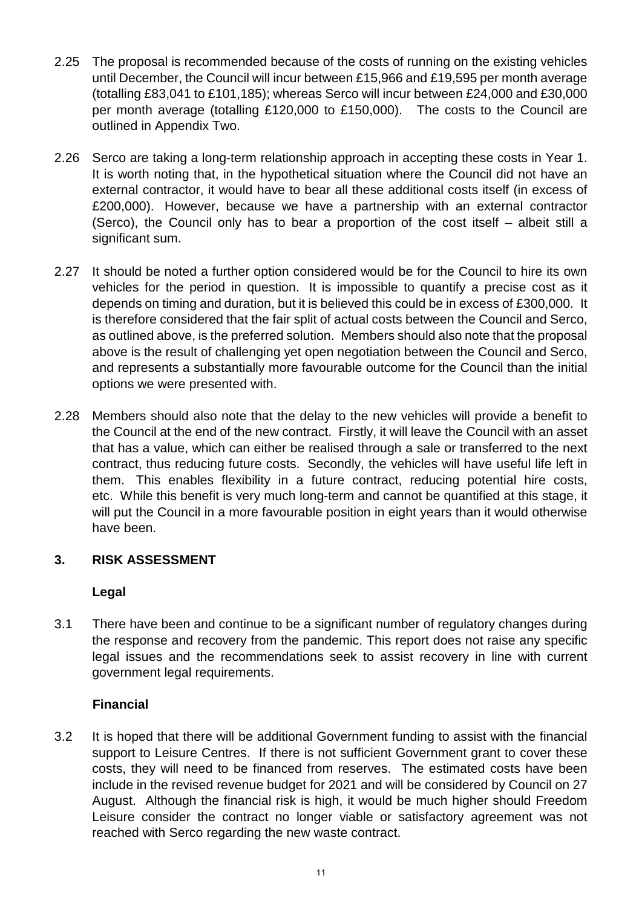2.25 The proposal is recommended because of the costs of running on the existing vehicles until December, the Council will incur between £15,966 and £19,595 per month average (totalling £83,041 to £101,185); whereas Serco will incur between £24,000 and £30,000 per month average (totalling £120,000 to £150,000). The costs to the Council are outlined in Appendix Two.

2.26 Serco are taking a long-term relationship approach in accepting these costs in Year 1. It is worth noting that, in the hypothetical situation where the Council did not have an external contractor, it would have to bear all these additional costs itself (in excess of £200,000). However, because we have a partnership with an external contractor (Serco), the Council only has to bear a proportion of the cost itself – albeit still a significant sum.

2.27 It should be noted a further option considered would be for the Council to hire its own vehicles for the period in question. It is impossible to quantify a precise cost as it depends on timing and duration, but it is believed this could be in excess of £300,000. It is therefore considered that the fair split of actual costs between the Council and Serco, as outlined above, is the preferred solution. Members should also note that the proposal above is the result of challenging yet open negotiation between the Council and Serco, and represents a substantially more favourable outcome for the Council than the initial options we were presented with.

2.28 Members should also note that the delay to the new vehicles will provide a benefit to the Council at the end of the new contract. Firstly, it will leave the Council with an asset that has a value, which can either be realised through a sale or transferred to the next contract, thus reducing future costs. Secondly, the vehicles will have useful life left in them. This enables flexibility in a future contract, reducing potential hire costs, etc. While this benefit is very much long-term and cannot be quantified at this stage, it will put the Council in a more favourable position in eight years than it would otherwise have been.

## 3. RISK ASSESSMENT

### Legal

3.1 There have been and continue to be a significant number of regulatory changes during the response and recovery from the pandemic. This report does not raise any specific legal issues and the recommendations seek to assist recovery in line with current government legal requirements.

### Financial

3.2 It is hoped that there will be additional Government funding to assist with the financial support to Leisure Centres. If there is not sufficient Government grant to cover these costs, they will need to be financed from reserves. The estimated costs have been include in the revised revenue budget for 2021 and will be considered by Council on 27 August. Although the financial risk is high, it would be much higher should Freedom Leisure consider the contract no longer viable or satisfactory agreement was not reached with Serco regarding the new waste contract.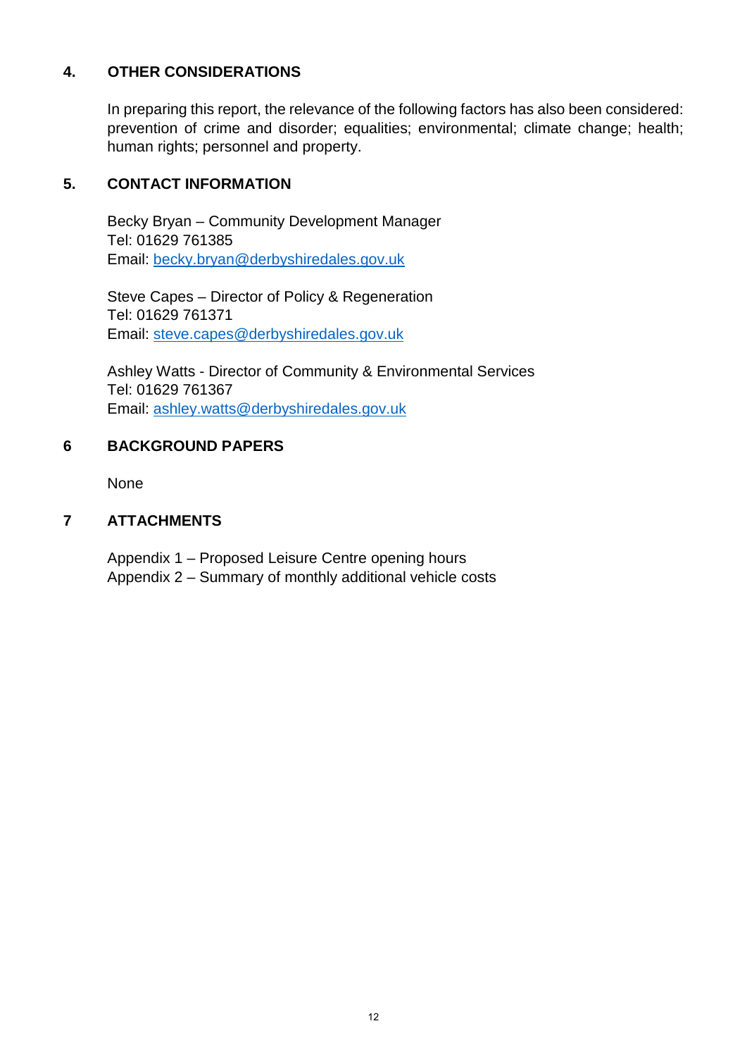## 4. OTHER CONSIDERATIONS

In preparing this report, the relevance of the following factors has also been considered: prevention of crime and disorder; equalities; environmental; climate change; health; human rights; personnel and property.

## 5. CONTACT INFORMATION

Becky Bryan – Community Development Manager
Tel: 01629 761385
Email: becky.bryan@derbyshiredales.gov.uk

Steve Capes – Director of Policy & Regeneration
Tel: 01629 761371
Email: steve.capes@derbyshiredales.gov.uk

Ashley Watts - Director of Community & Environmental Services
Tel: 01629 761367
Email: ashley.watts@derbyshiredales.gov.uk

## 6 BACKGROUND PAPERS

None

## 7 ATTACHMENTS

Appendix 1 – Proposed Leisure Centre opening hours
Appendix 2 – Summary of monthly additional vehicle costs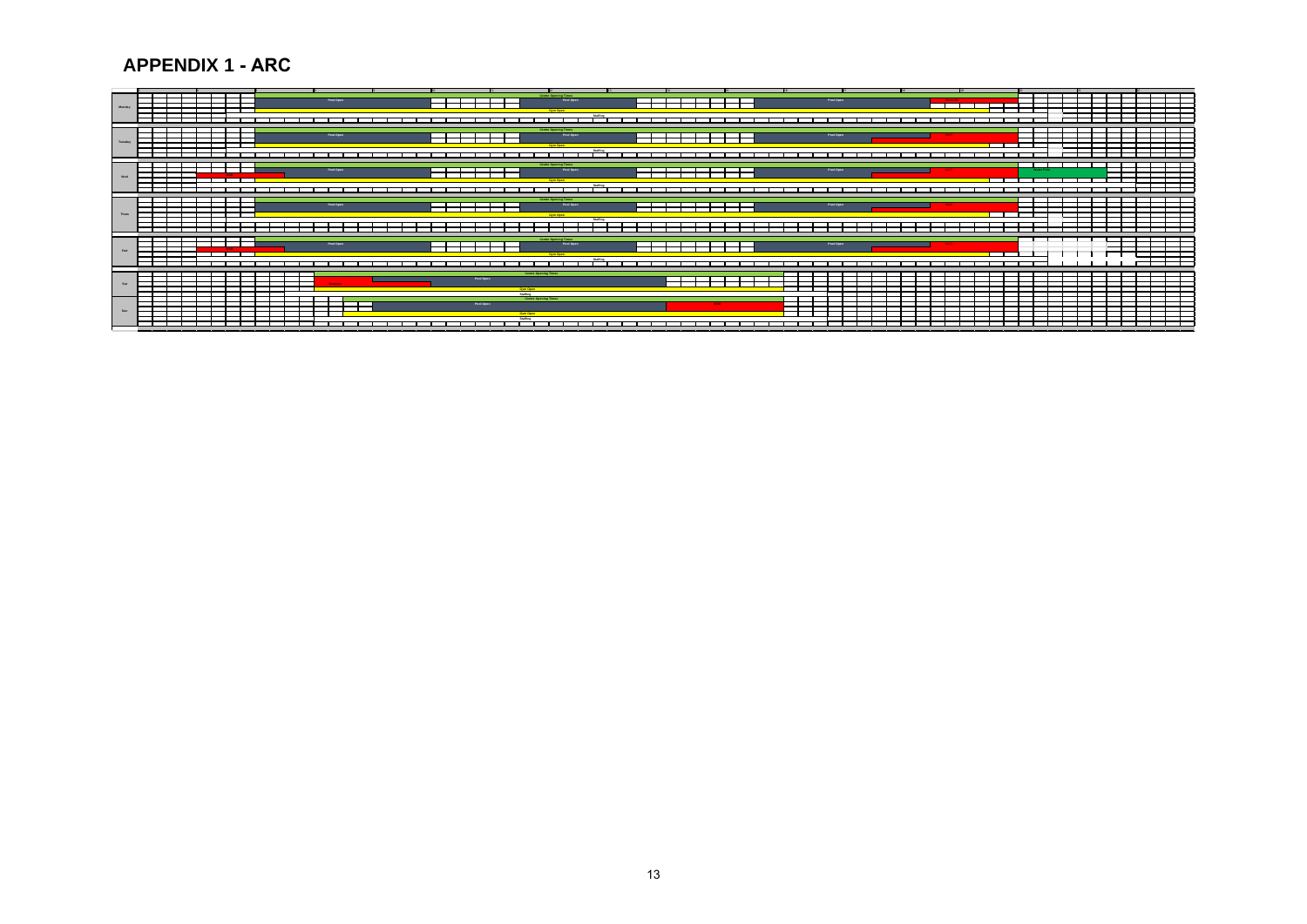# APPENDIX 1 - ARC

| Day | Activity |
|---|---|
| Monday | Centre Opening Times |
| | Pool Open |
| | Gym Open |
| | Staffing |
| Tuesday | Centre Opening Times |
| | Pool Open |
| | Gym Open |
| | Staffing |
| Wed | Centre Opening Times |
| | Pool Open |
| | Gym Open |
| | Staffing |
| Thurs | Centre Opening Times |
| | Pool Open |
| | Gym Open |
| | Staffing |
| Fri | Centre Opening Times |
| | Pool Open |
| | Gym Open |
| | Staffing |
| Sat | Centre Opening Times |
| | Pool Open |
| | Gym Open |
| | Staffing |
| Sun | Centre Opening Times |
| | Pool Open |
| | Gym Open |
| | Staffing |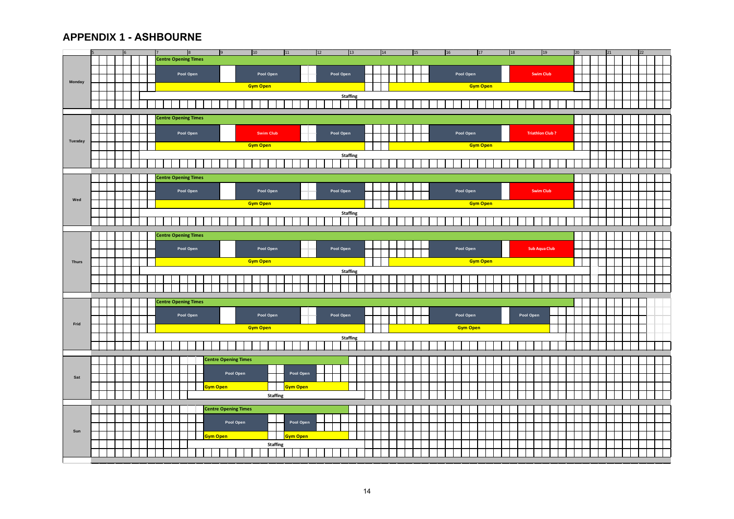## APPENDIX 1 - ASHBOURNE

Hour columns: 5, 6, 7, 8, 9, 10, 11, 12, 13, 14, 15, 16, 17, 18, 19, 20, 21, 22

| Day | Schedule |
|---|---|
| Monday | Centre Opening Times; Pool Open; Pool Open; Pool Open; Pool Open; Swim Club; Gym Open; Gym Open; Staffing |
| Tuesday | Centre Opening Times; Pool Open; Swim Club; Pool Open; Pool Open; Triathlon Club ?; Gym Open; Gym Open; Staffing |
| Wed | Centre Opening Times; Pool Open; Pool Open; Pool Open; Pool Open; Swim Club; Gym Open; Gym Open; Staffing |
| Thurs | Centre Opening Times; Pool Open; Pool Open; Pool Open; Pool Open; Sub Aqua Club; Gym Open; Gym Open; Staffing |
| Frid | Centre Opening Times; Pool Open; Pool Open; Pool Open; Pool Open; Pool Open; Gym Open; Gym Open; Staffing |
| Sat | Centre Opening Times; Pool Open; Pool Open; Gym Open; Gym Open; Staffing |
| Sun | Centre Opening Times; Pool Open; Pool Open; Gym Open; Gym Open; Staffing |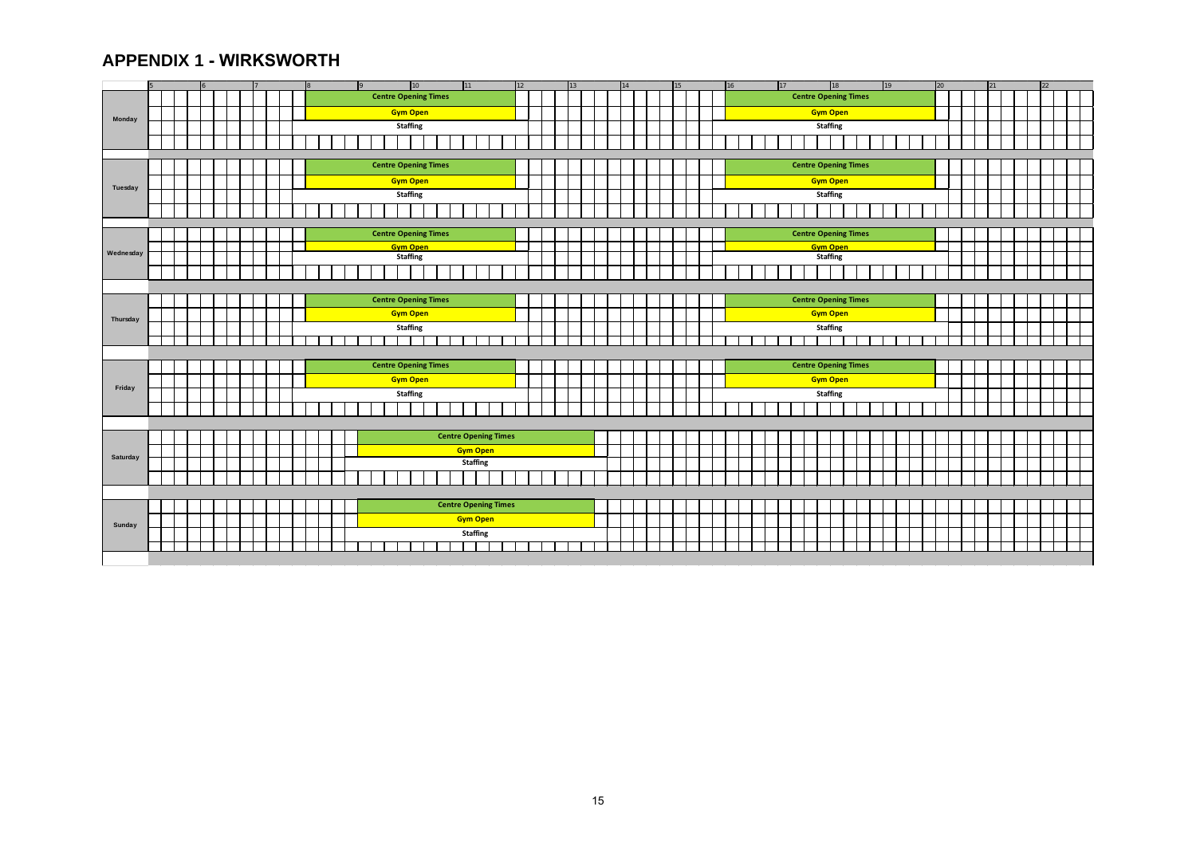## APPENDIX 1 - WIRKSWORTH

| Day | Centre Opening Times | Gym Open | Staffing |
|---|---|---|---|
| Monday | 8:00 – 12:00, 16:00 – 20:00 | 8:00 – 12:00, 16:00 – 20:00 | 7:45 – 12:15, 15:45 – 20:15 |
| Tuesday | 8:00 – 12:00, 16:00 – 20:00 | 8:00 – 12:00, 16:00 – 20:00 | 7:45 – 12:15, 15:45 – 20:15 |
| Wednesday | 8:00 – 12:00, 16:00 – 20:00 | 8:00 – 12:00, 16:00 – 20:00 | 7:45 – 12:15, 15:45 – 20:15 |
| Thursday | 8:00 – 12:00, 16:00 – 20:00 | 8:00 – 12:00, 16:00 – 20:00 | 7:45 – 12:15, 15:45 – 20:15 |
| Friday | 8:00 – 12:00, 16:00 – 20:00 | 8:00 – 12:00, 16:00 – 20:00 | 7:45 – 12:15, 15:45 – 20:15 |
| Saturday | 9:00 – 13:30 | 9:00 – 13:30 | 8:45 – 13:45 |
| Sunday | 9:00 – 13:30 | 9:00 – 13:30 | 8:45 – 13:45 |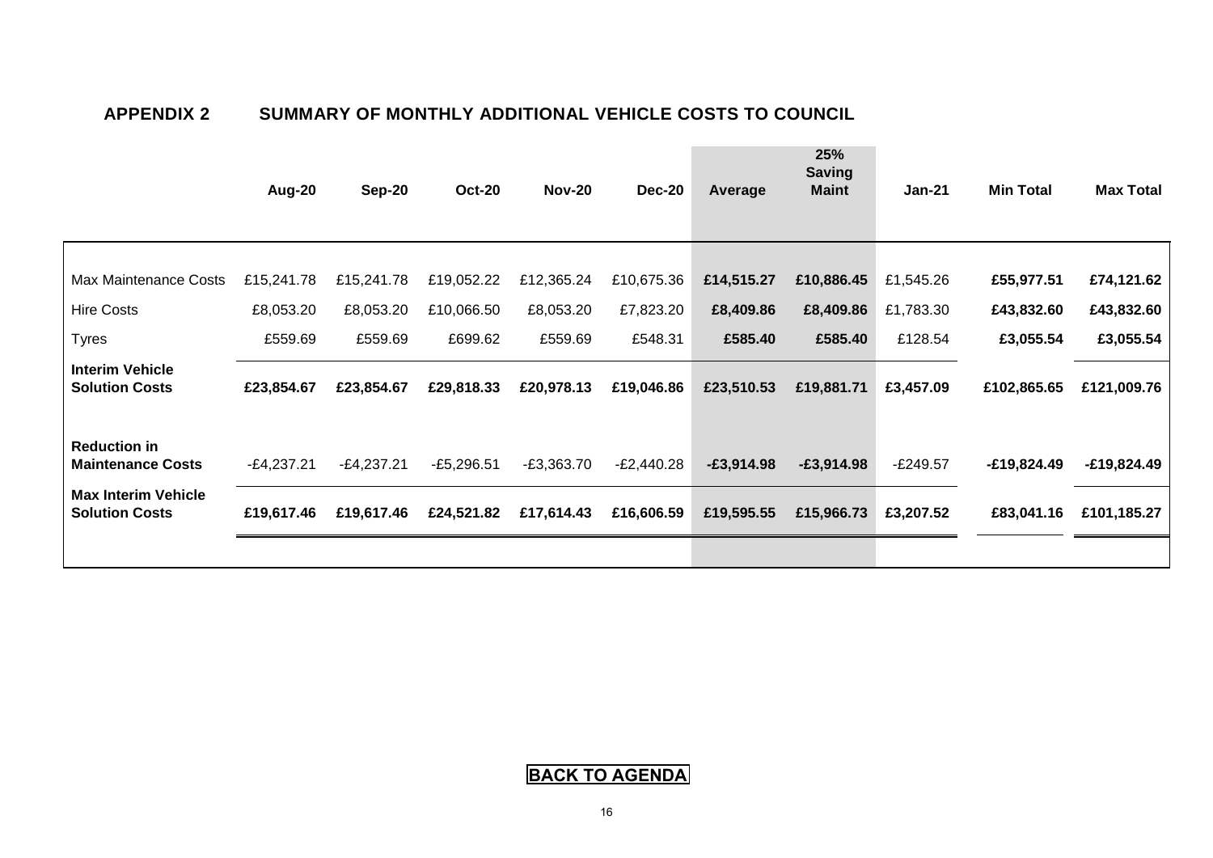## APPENDIX 2 SUMMARY OF MONTHLY ADDITIONAL VEHICLE COSTS TO COUNCIL

| | Aug-20 | Sep-20 | Oct-20 | Nov-20 | Dec-20 | Average | 25% Saving Maint | Jan-21 | Min Total | Max Total |
|---|---|---|---|---|---|---|---|---|---|---|
| Max Maintenance Costs | £15,241.78 | £15,241.78 | £19,052.22 | £12,365.24 | £10,675.36 | **£14,515.27** | **£10,886.45** | £1,545.26 | **£55,977.51** | **£74,121.62** |
| Hire Costs | £8,053.20 | £8,053.20 | £10,066.50 | £8,053.20 | £7,823.20 | **£8,409.86** | **£8,409.86** | £1,783.30 | **£43,832.60** | **£43,832.60** |
| Tyres | £559.69 | £559.69 | £699.62 | £559.69 | £548.31 | **£585.40** | **£585.40** | £128.54 | **£3,055.54** | **£3,055.54** |
| **Interim Vehicle Solution Costs** | **£23,854.67** | **£23,854.67** | **£29,818.33** | **£20,978.13** | **£19,046.86** | **£23,510.53** | **£19,881.71** | **£3,457.09** | **£102,865.65** | **£121,009.76** |
| **Reduction in Maintenance Costs** | -£4,237.21 | -£4,237.21 | -£5,296.51 | -£3,363.70 | -£2,440.28 | **-£3,914.98** | **-£3,914.98** | -£249.57 | **-£19,824.49** | **-£19,824.49** |
| **Max Interim Vehicle Solution Costs** | **£19,617.46** | **£19,617.46** | **£24,521.82** | **£17,614.43** | **£16,606.59** | **£19,595.55** | **£15,966.73** | **£3,207.52** | **£83,041.16** | **£101,185.27** |

**BACK TO AGENDA**